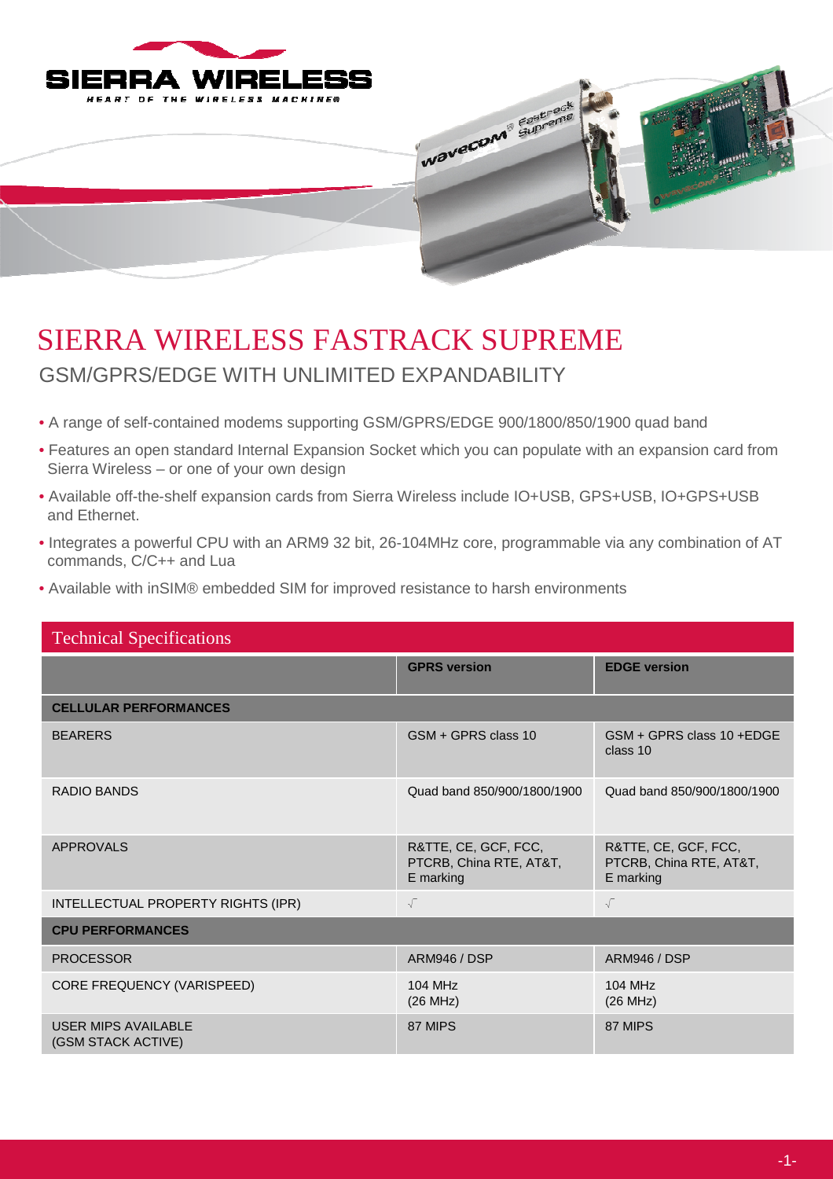# SIERRA WIRELESS FASTRACK SUPREME

## GSM/GPRS/EDGE WITH UNLIMITED EXPANDABILITY

- A range of self-contained modems supporting GSM/GPRS/EDGE 900/1800/850/1900 quad band
- Features an open standard Internal Expansion Socket which you can populate with an expansion card from Sierra Wireless – or one of your own design
- Available off-the-shelf expansion cards from Sierra Wireless include IO+USB, GPS+USB, IO+GPS+USB and Ethernet.
- Integrates a powerful CPU with an ARM9 32 bit, 26-104MHz core, programmable via any combination of AT commands, C/C++ and Lua
- Available with inSIM® embedded SIM for improved resistance to harsh environments

## Technical Specifications

| | GPRS version | EDGE version |
|---|---|---|
| **CELLULAR PERFORMANCES** | | |
| BEARERS | GSM + GPRS class 10 | GSM + GPRS class 10 +EDGE class 10 |
| RADIO BANDS | Quad band 850/900/1800/1900 | Quad band 850/900/1800/1900 |
| APPROVALS | R&TTE, CE, GCF, FCC, PTCRB, China RTE, AT&T, E marking | R&TTE, CE, GCF, FCC, PTCRB, China RTE, AT&T, E marking |
| INTELLECTUAL PROPERTY RIGHTS (IPR) | √ | √ |
| **CPU PERFORMANCES** | | |
| PROCESSOR | ARM946 / DSP | ARM946 / DSP |
| CORE FREQUENCY (VARISPEED) | 104 MHz (26 MHz) | 104 MHz (26 MHz) |
| USER MIPS AVAILABLE (GSM STACK ACTIVE) | 87 MIPS | 87 MIPS |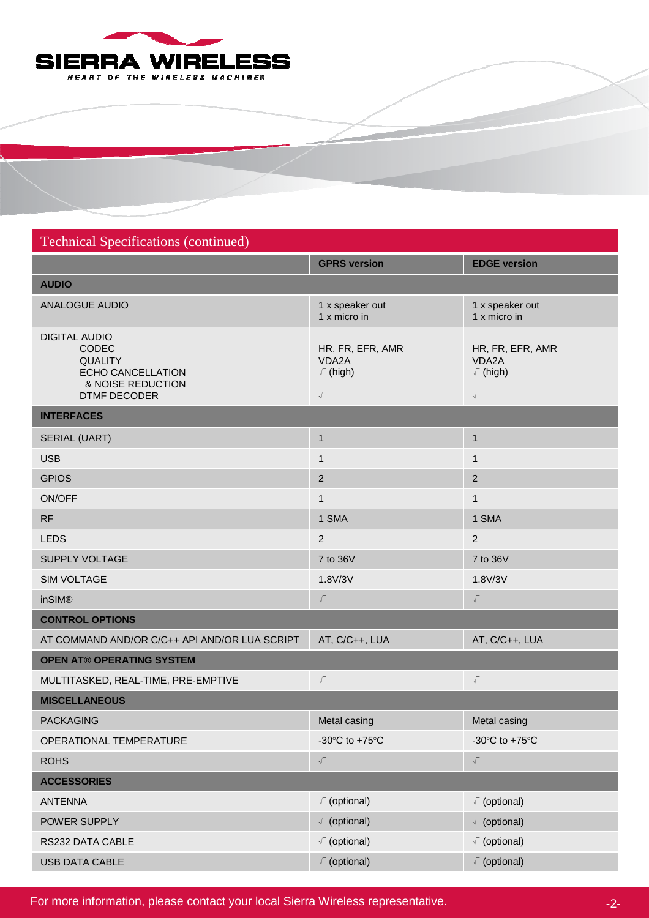## Technical Specifications (continued)

| | GPRS version | EDGE version |
|---|---|---|
| **AUDIO** | | |
| ANALOGUE AUDIO | 1 x speaker out<br>1 x micro in | 1 x speaker out<br>1 x micro in |
| DIGITAL AUDIO<br>CODEC<br>QUALITY<br>ECHO CANCELLATION & NOISE REDUCTION<br>DTMF DECODER | <br>HR, FR, EFR, AMR<br>VDA2A<br>√ (high)<br><br>√ | <br>HR, FR, EFR, AMR<br>VDA2A<br>√ (high)<br><br>√ |
| **INTERFACES** | | |
| SERIAL (UART) | 1 | 1 |
| USB | 1 | 1 |
| GPIOS | 2 | 2 |
| ON/OFF | 1 | 1 |
| RF | 1 SMA | 1 SMA |
| LEDS | 2 | 2 |
| SUPPLY VOLTAGE | 7 to 36V | 7 to 36V |
| SIM VOLTAGE | 1.8V/3V | 1.8V/3V |
| inSIM® | √ | √ |
| **CONTROL OPTIONS** | | |
| AT COMMAND AND/OR C/C++ API AND/OR LUA SCRIPT | AT, C/C++, LUA | AT, C/C++, LUA |
| **OPEN AT® OPERATING SYSTEM** | | |
| MULTITASKED, REAL-TIME, PRE-EMPTIVE | √ | √ |
| **MISCELLANEOUS** | | |
| PACKAGING | Metal casing | Metal casing |
| OPERATIONAL TEMPERATURE | -30°C to +75°C | -30°C to +75°C |
| ROHS | √ | √ |
| **ACCESSORIES** | | |
| ANTENNA | √ (optional) | √ (optional) |
| POWER SUPPLY | √ (optional) | √ (optional) |
| RS232 DATA CABLE | √ (optional) | √ (optional) |
| USB DATA CABLE | √ (optional) | √ (optional) |

For more information, please contact your local Sierra Wireless representative.